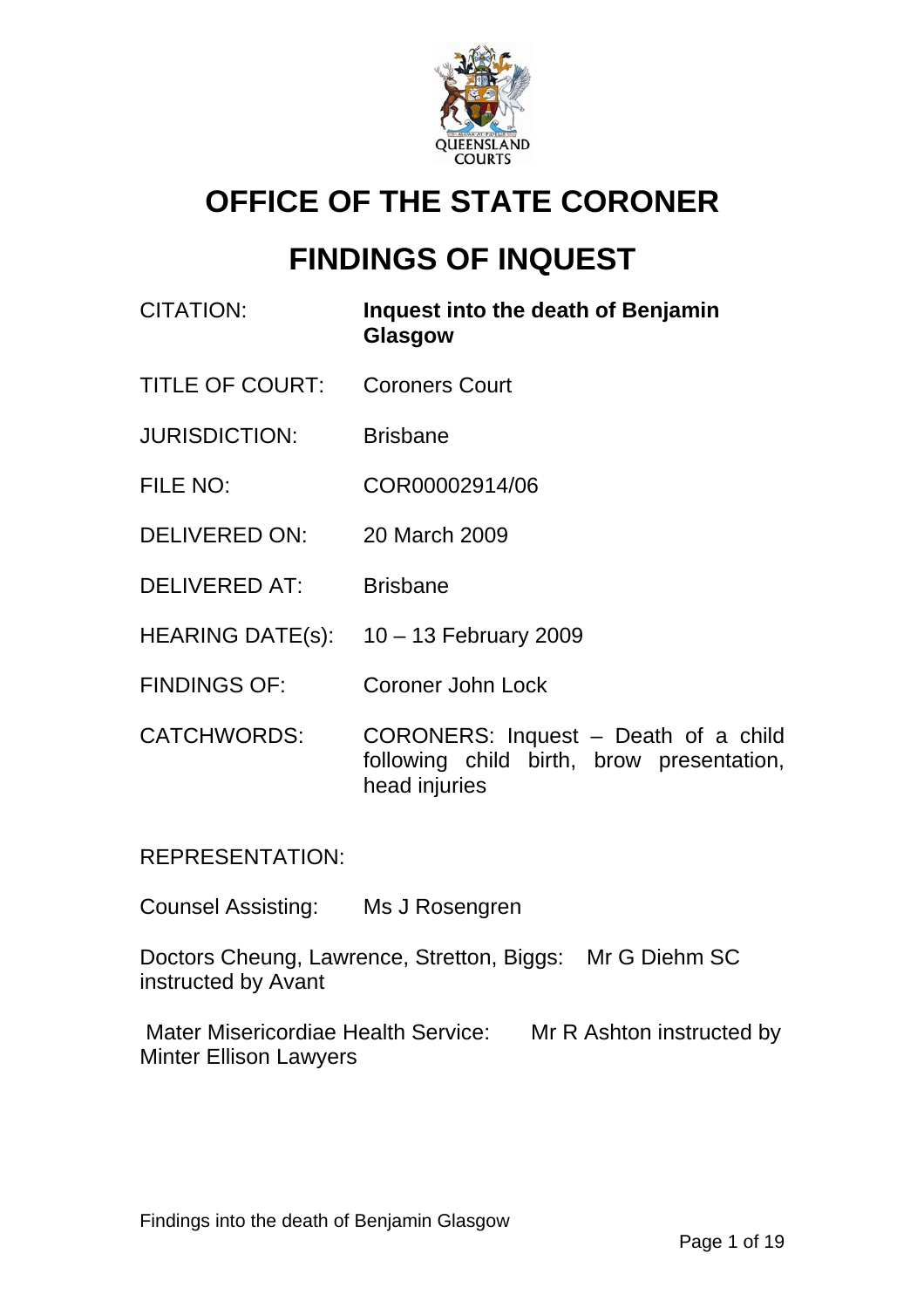# OFFICE OF THE STATE CORONER

# FINDINGS OF INQUEST

| | |
|---|---|
| CITATION: | **Inquest into the death of Benjamin Glasgow** |
| TITLE OF COURT: | Coroners Court |
| JURISDICTION: | Brisbane |
| FILE NO: | COR00002914/06 |
| DELIVERED ON: | 20 March 2009 |
| DELIVERED AT: | Brisbane |
| HEARING DATE(s): | 10 – 13 February 2009 |
| FINDINGS OF: | Coroner John Lock |
| CATCHWORDS: | CORONERS: Inquest – Death of a child following child birth, brow presentation, head injuries |

REPRESENTATION:

Counsel Assisting: Ms J Rosengren

Doctors Cheung, Lawrence, Stretton, Biggs: Mr G Diehm SC instructed by Avant

Mater Misericordiae Health Service: Mr R Ashton instructed by Minter Ellison Lawyers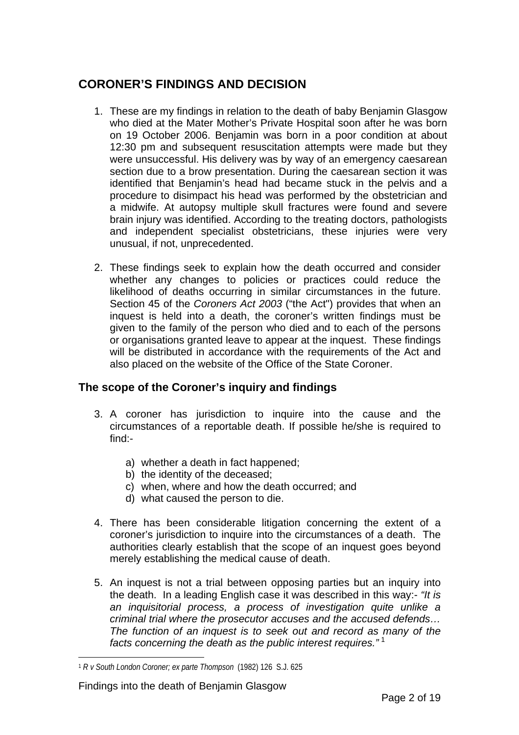## CORONER'S FINDINGS AND DECISION

1. These are my findings in relation to the death of baby Benjamin Glasgow who died at the Mater Mother's Private Hospital soon after he was born on 19 October 2006. Benjamin was born in a poor condition at about 12:30 pm and subsequent resuscitation attempts were made but they were unsuccessful. His delivery was by way of an emergency caesarean section due to a brow presentation. During the caesarean section it was identified that Benjamin's head had became stuck in the pelvis and a procedure to disimpact his head was performed by the obstetrician and a midwife. At autopsy multiple skull fractures were found and severe brain injury was identified. According to the treating doctors, pathologists and independent specialist obstetricians, these injuries were very unusual, if not, unprecedented.

2. These findings seek to explain how the death occurred and consider whether any changes to policies or practices could reduce the likelihood of deaths occurring in similar circumstances in the future. Section 45 of the *Coroners Act 2003* ("the Act") provides that when an inquest is held into a death, the coroner's written findings must be given to the family of the person who died and to each of the persons or organisations granted leave to appear at the inquest. These findings will be distributed in accordance with the requirements of the Act and also placed on the website of the Office of the State Coroner.

### The scope of the Coroner's inquiry and findings

3. A coroner has jurisdiction to inquire into the cause and the circumstances of a reportable death. If possible he/she is required to find:-

   a) whether a death in fact happened;
   b) the identity of the deceased;
   c) when, where and how the death occurred; and
   d) what caused the person to die.

4. There has been considerable litigation concerning the extent of a coroner's jurisdiction to inquire into the circumstances of a death. The authorities clearly establish that the scope of an inquest goes beyond merely establishing the medical cause of death.

5. An inquest is not a trial between opposing parties but an inquiry into the death. In a leading English case it was described in this way:- *"It is an inquisitorial process, a process of investigation quite unlike a criminal trial where the prosecutor accuses and the accused defends… The function of an inquest is to seek out and record as many of the facts concerning the death as the public interest requires."* [1]

---

[1] *R v South London Coroner; ex parte Thompson* (1982) 126 S.J. 625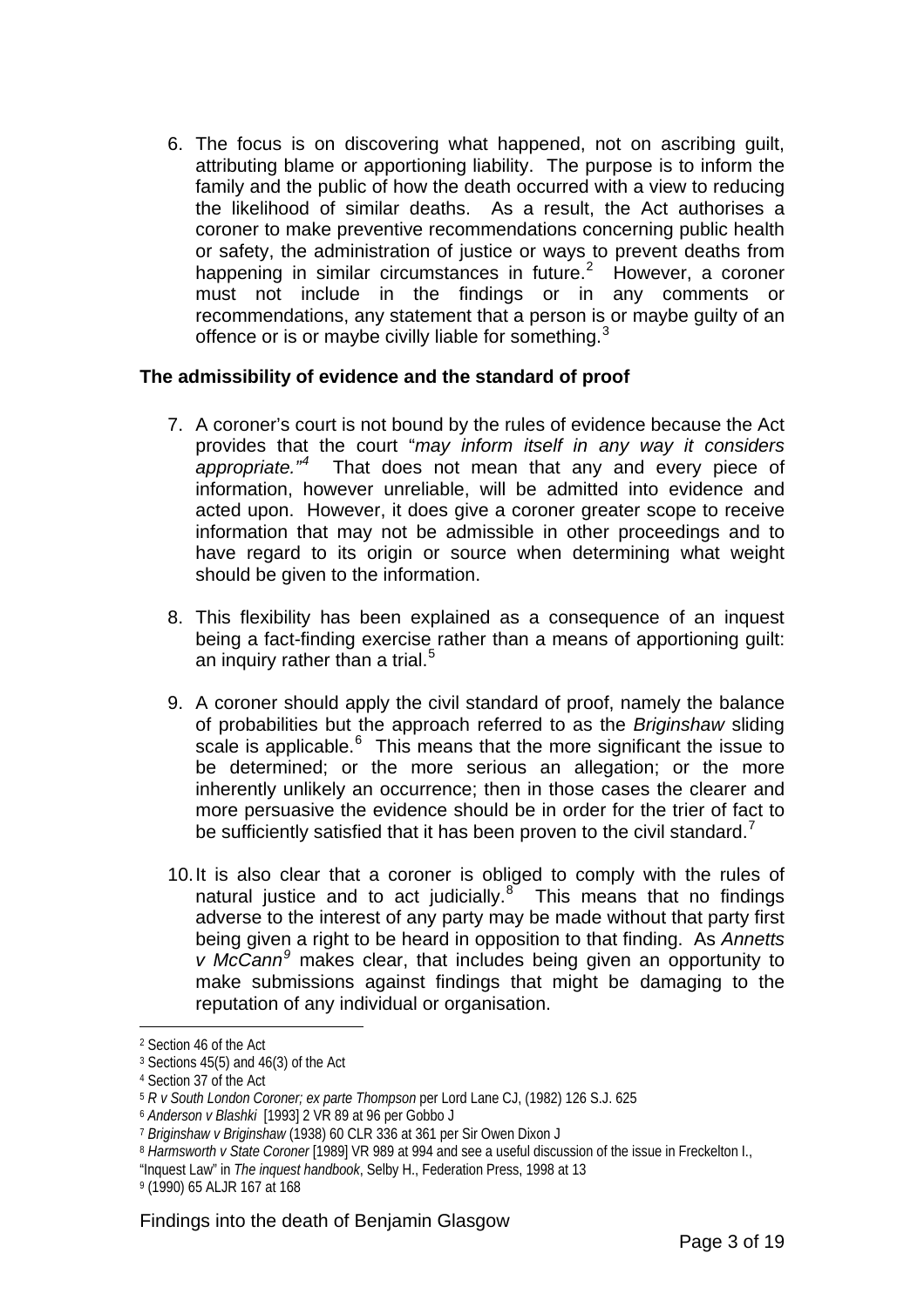6. The focus is on discovering what happened, not on ascribing guilt, attributing blame or apportioning liability. The purpose is to inform the family and the public of how the death occurred with a view to reducing the likelihood of similar deaths. As a result, the Act authorises a coroner to make preventive recommendations concerning public health or safety, the administration of justice or ways to prevent deaths from happening in similar circumstances in future.[2] However, a coroner must not include in the findings or in any comments or recommendations, any statement that a person is or maybe guilty of an offence or is or maybe civilly liable for something.[3]

**The admissibility of evidence and the standard of proof**

7. A coroner's court is not bound by the rules of evidence because the Act provides that the court "*may inform itself in any way it considers appropriate.*"[4] That does not mean that any and every piece of information, however unreliable, will be admitted into evidence and acted upon. However, it does give a coroner greater scope to receive information that may not be admissible in other proceedings and to have regard to its origin or source when determining what weight should be given to the information.

8. This flexibility has been explained as a consequence of an inquest being a fact-finding exercise rather than a means of apportioning guilt: an inquiry rather than a trial.[5]

9. A coroner should apply the civil standard of proof, namely the balance of probabilities but the approach referred to as the *Briginshaw* sliding scale is applicable.[6] This means that the more significant the issue to be determined; or the more serious an allegation; or the more inherently unlikely an occurrence; then in those cases the clearer and more persuasive the evidence should be in order for the trier of fact to be sufficiently satisfied that it has been proven to the civil standard.[7]

10. It is also clear that a coroner is obliged to comply with the rules of natural justice and to act judicially.[8] This means that no findings adverse to the interest of any party may be made without that party first being given a right to be heard in opposition to that finding. As *Annetts v McCann*[9] makes clear, that includes being given an opportunity to make submissions against findings that might be damaging to the reputation of any individual or organisation.

---

[2] Section 46 of the Act

[3] Sections 45(5) and 46(3) of the Act

[4] Section 37 of the Act

[5] *R v South London Coroner; ex parte Thompson* per Lord Lane CJ, (1982) 126 S.J. 625

[6] *Anderson v Blashki* [1993] 2 VR 89 at 96 per Gobbo J

[7] *Briginshaw v Briginshaw* (1938) 60 CLR 336 at 361 per Sir Owen Dixon J

[8] *Harmsworth v State Coroner* [1989] VR 989 at 994 and see a useful discussion of the issue in Freckelton I., "Inquest Law" in *The inquest handbook*, Selby H., Federation Press, 1998 at 13

[9] (1990) 65 ALJR 167 at 168

Findings into the death of Benjamin Glasgow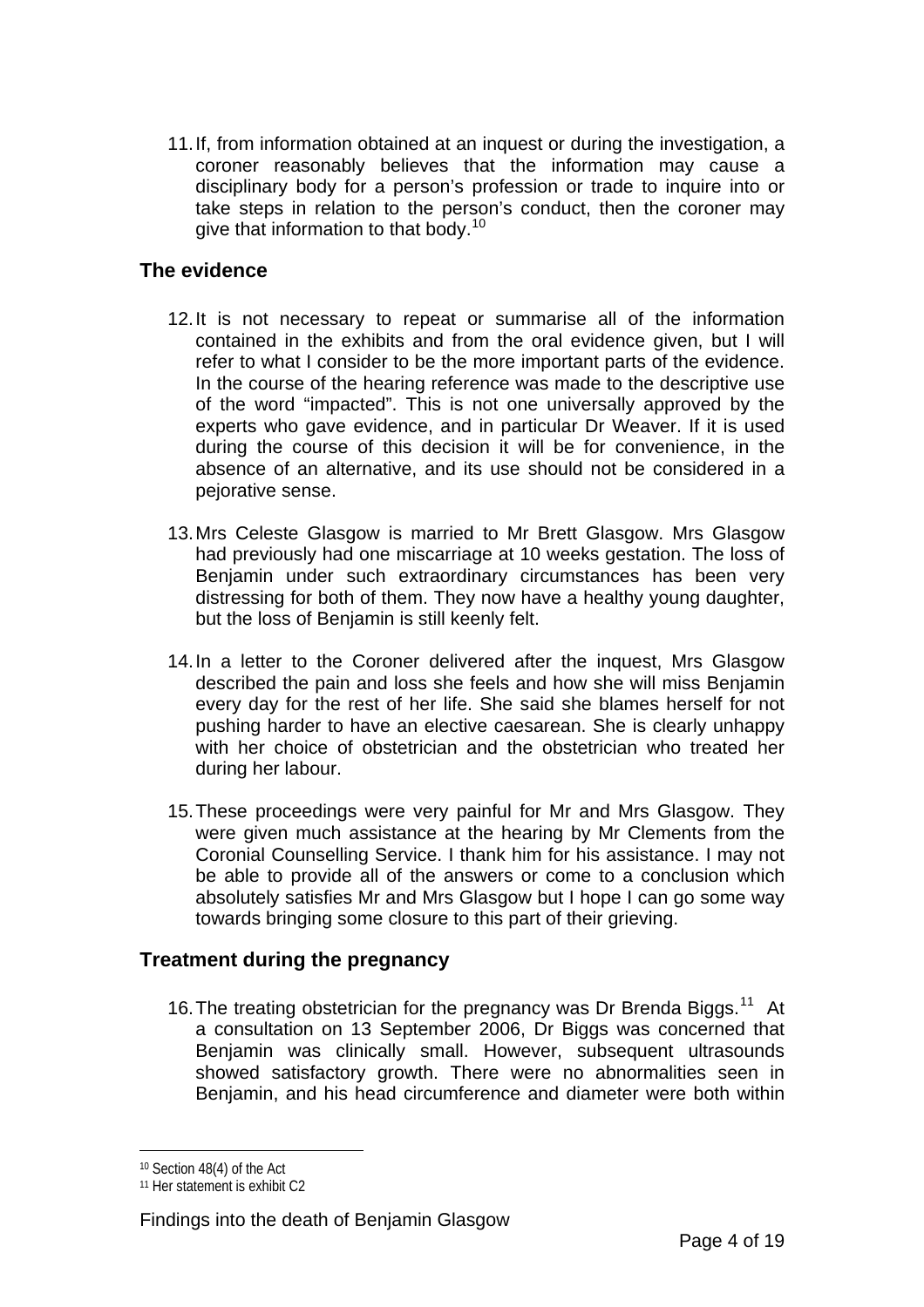11. If, from information obtained at an inquest or during the investigation, a coroner reasonably believes that the information may cause a disciplinary body for a person's profession or trade to inquire into or take steps in relation to the person's conduct, then the coroner may give that information to that body.[10]

## The evidence

12. It is not necessary to repeat or summarise all of the information contained in the exhibits and from the oral evidence given, but I will refer to what I consider to be the more important parts of the evidence. In the course of the hearing reference was made to the descriptive use of the word "impacted". This is not one universally approved by the experts who gave evidence, and in particular Dr Weaver. If it is used during the course of this decision it will be for convenience, in the absence of an alternative, and its use should not be considered in a pejorative sense.

13. Mrs Celeste Glasgow is married to Mr Brett Glasgow. Mrs Glasgow had previously had one miscarriage at 10 weeks gestation. The loss of Benjamin under such extraordinary circumstances has been very distressing for both of them. They now have a healthy young daughter, but the loss of Benjamin is still keenly felt.

14. In a letter to the Coroner delivered after the inquest, Mrs Glasgow described the pain and loss she feels and how she will miss Benjamin every day for the rest of her life. She said she blames herself for not pushing harder to have an elective caesarean. She is clearly unhappy with her choice of obstetrician and the obstetrician who treated her during her labour.

15. These proceedings were very painful for Mr and Mrs Glasgow. They were given much assistance at the hearing by Mr Clements from the Coronial Counselling Service. I thank him for his assistance. I may not be able to provide all of the answers or come to a conclusion which absolutely satisfies Mr and Mrs Glasgow but I hope I can go some way towards bringing some closure to this part of their grieving.

## Treatment during the pregnancy

16. The treating obstetrician for the pregnancy was Dr Brenda Biggs.[11] At a consultation on 13 September 2006, Dr Biggs was concerned that Benjamin was clinically small. However, subsequent ultrasounds showed satisfactory growth. There were no abnormalities seen in Benjamin, and his head circumference and diameter were both within

---

[10] Section 48(4) of the Act

[11] Her statement is exhibit C2

Findings into the death of Benjamin Glasgow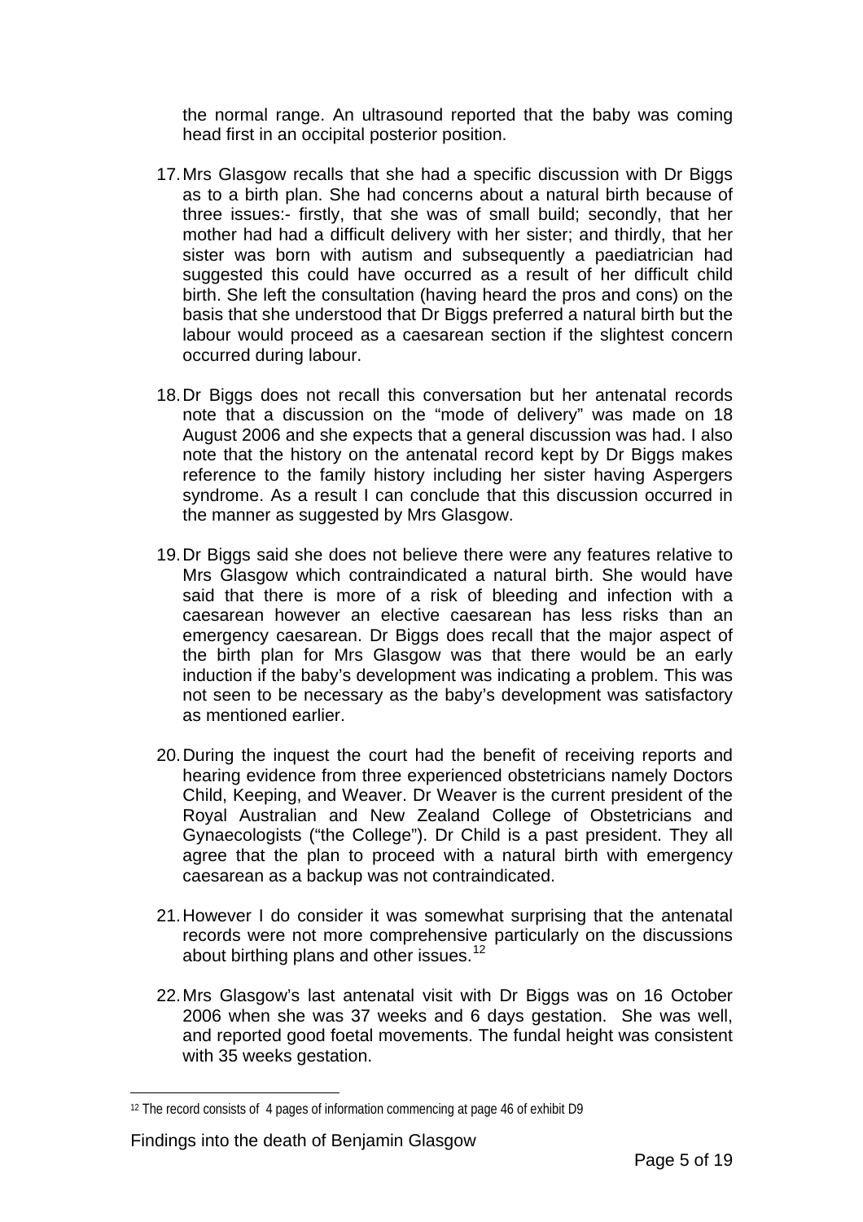the normal range. An ultrasound reported that the baby was coming head first in an occipital posterior position.

17. Mrs Glasgow recalls that she had a specific discussion with Dr Biggs as to a birth plan. She had concerns about a natural birth because of three issues:- firstly, that she was of small build; secondly, that her mother had had a difficult delivery with her sister; and thirdly, that her sister was born with autism and subsequently a paediatrician had suggested this could have occurred as a result of her difficult child birth. She left the consultation (having heard the pros and cons) on the basis that she understood that Dr Biggs preferred a natural birth but the labour would proceed as a caesarean section if the slightest concern occurred during labour.

18. Dr Biggs does not recall this conversation but her antenatal records note that a discussion on the "mode of delivery" was made on 18 August 2006 and she expects that a general discussion was had. I also note that the history on the antenatal record kept by Dr Biggs makes reference to the family history including her sister having Aspergers syndrome. As a result I can conclude that this discussion occurred in the manner as suggested by Mrs Glasgow.

19. Dr Biggs said she does not believe there were any features relative to Mrs Glasgow which contraindicated a natural birth. She would have said that there is more of a risk of bleeding and infection with a caesarean however an elective caesarean has less risks than an emergency caesarean. Dr Biggs does recall that the major aspect of the birth plan for Mrs Glasgow was that there would be an early induction if the baby's development was indicating a problem. This was not seen to be necessary as the baby's development was satisfactory as mentioned earlier.

20. During the inquest the court had the benefit of receiving reports and hearing evidence from three experienced obstetricians namely Doctors Child, Keeping, and Weaver. Dr Weaver is the current president of the Royal Australian and New Zealand College of Obstetricians and Gynaecologists ("the College"). Dr Child is a past president. They all agree that the plan to proceed with a natural birth with emergency caesarean as a backup was not contraindicated.

21. However I do consider it was somewhat surprising that the antenatal records were not more comprehensive particularly on the discussions about birthing plans and other issues.[12]

22. Mrs Glasgow's last antenatal visit with Dr Biggs was on 16 October 2006 when she was 37 weeks and 6 days gestation. She was well, and reported good foetal movements. The fundal height was consistent with 35 weeks gestation.

---

[12] The record consists of 4 pages of information commencing at page 46 of exhibit D9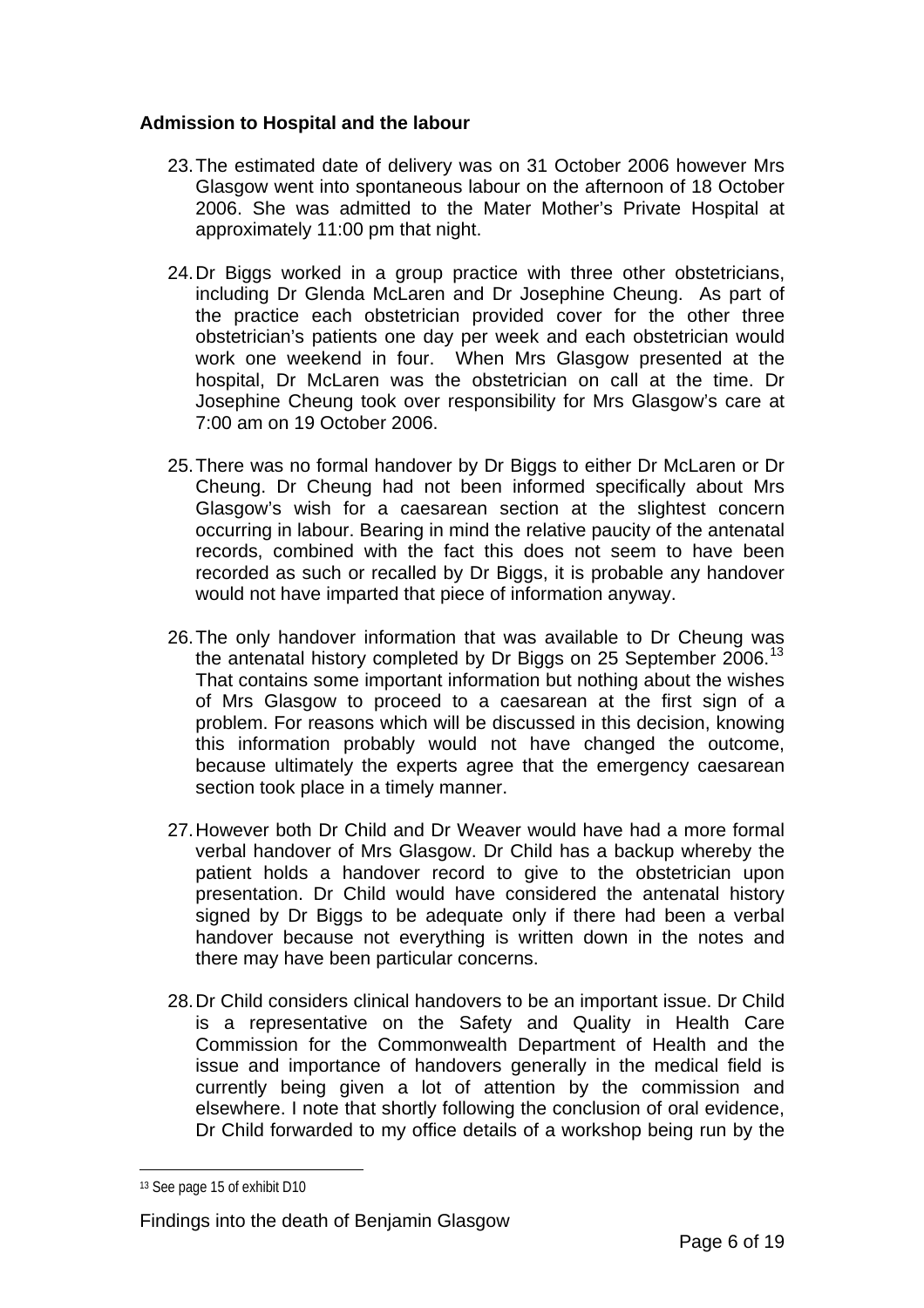**Admission to Hospital and the labour**

23. The estimated date of delivery was on 31 October 2006 however Mrs Glasgow went into spontaneous labour on the afternoon of 18 October 2006. She was admitted to the Mater Mother's Private Hospital at approximately 11:00 pm that night.

24. Dr Biggs worked in a group practice with three other obstetricians, including Dr Glenda McLaren and Dr Josephine Cheung. As part of the practice each obstetrician provided cover for the other three obstetrician's patients one day per week and each obstetrician would work one weekend in four. When Mrs Glasgow presented at the hospital, Dr McLaren was the obstetrician on call at the time. Dr Josephine Cheung took over responsibility for Mrs Glasgow's care at 7:00 am on 19 October 2006.

25. There was no formal handover by Dr Biggs to either Dr McLaren or Dr Cheung. Dr Cheung had not been informed specifically about Mrs Glasgow's wish for a caesarean section at the slightest concern occurring in labour. Bearing in mind the relative paucity of the antenatal records, combined with the fact this does not seem to have been recorded as such or recalled by Dr Biggs, it is probable any handover would not have imparted that piece of information anyway.

26. The only handover information that was available to Dr Cheung was the antenatal history completed by Dr Biggs on 25 September 2006.[13] That contains some important information but nothing about the wishes of Mrs Glasgow to proceed to a caesarean at the first sign of a problem. For reasons which will be discussed in this decision, knowing this information probably would not have changed the outcome, because ultimately the experts agree that the emergency caesarean section took place in a timely manner.

27. However both Dr Child and Dr Weaver would have had a more formal verbal handover of Mrs Glasgow. Dr Child has a backup whereby the patient holds a handover record to give to the obstetrician upon presentation. Dr Child would have considered the antenatal history signed by Dr Biggs to be adequate only if there had been a verbal handover because not everything is written down in the notes and there may have been particular concerns.

28. Dr Child considers clinical handovers to be an important issue. Dr Child is a representative on the Safety and Quality in Health Care Commission for the Commonwealth Department of Health and the issue and importance of handovers generally in the medical field is currently being given a lot of attention by the commission and elsewhere. I note that shortly following the conclusion of oral evidence, Dr Child forwarded to my office details of a workshop being run by the

[13] See page 15 of exhibit D10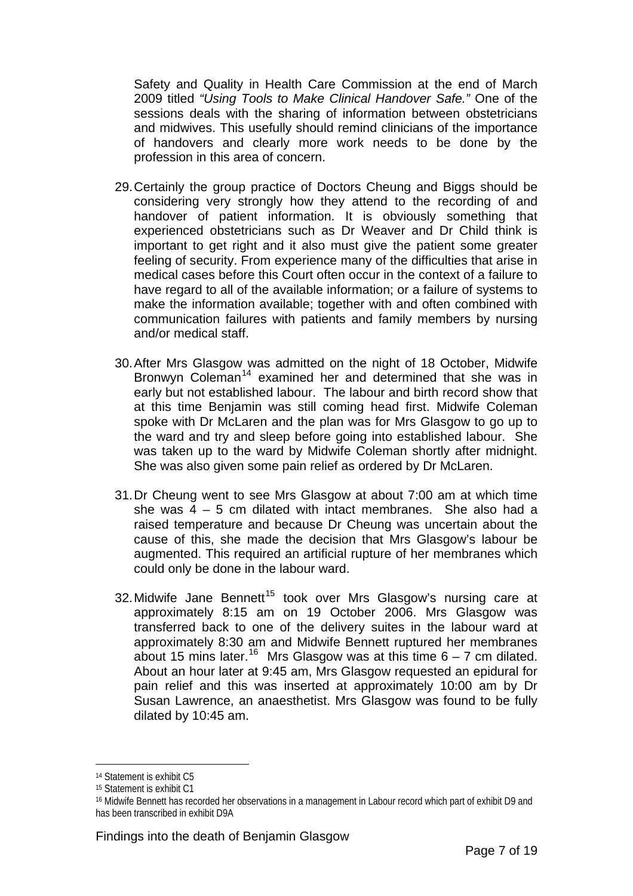Safety and Quality in Health Care Commission at the end of March 2009 titled *"Using Tools to Make Clinical Handover Safe."* One of the sessions deals with the sharing of information between obstetricians and midwives. This usefully should remind clinicians of the importance of handovers and clearly more work needs to be done by the profession in this area of concern.

29. Certainly the group practice of Doctors Cheung and Biggs should be considering very strongly how they attend to the recording of and handover of patient information. It is obviously something that experienced obstetricians such as Dr Weaver and Dr Child think is important to get right and it also must give the patient some greater feeling of security. From experience many of the difficulties that arise in medical cases before this Court often occur in the context of a failure to have regard to all of the available information; or a failure of systems to make the information available; together with and often combined with communication failures with patients and family members by nursing and/or medical staff.

30. After Mrs Glasgow was admitted on the night of 18 October, Midwife Bronwyn Coleman[14] examined her and determined that she was in early but not established labour. The labour and birth record show that at this time Benjamin was still coming head first. Midwife Coleman spoke with Dr McLaren and the plan was for Mrs Glasgow to go up to the ward and try and sleep before going into established labour. She was taken up to the ward by Midwife Coleman shortly after midnight. She was also given some pain relief as ordered by Dr McLaren.

31. Dr Cheung went to see Mrs Glasgow at about 7:00 am at which time she was 4 – 5 cm dilated with intact membranes. She also had a raised temperature and because Dr Cheung was uncertain about the cause of this, she made the decision that Mrs Glasgow's labour be augmented. This required an artificial rupture of her membranes which could only be done in the labour ward.

32. Midwife Jane Bennett[15] took over Mrs Glasgow's nursing care at approximately 8:15 am on 19 October 2006. Mrs Glasgow was transferred back to one of the delivery suites in the labour ward at approximately 8:30 am and Midwife Bennett ruptured her membranes about 15 mins later.[16] Mrs Glasgow was at this time 6 – 7 cm dilated. About an hour later at 9:45 am, Mrs Glasgow requested an epidural for pain relief and this was inserted at approximately 10:00 am by Dr Susan Lawrence, an anaesthetist. Mrs Glasgow was found to be fully dilated by 10:45 am.

---

[14] Statement is exhibit C5

[15] Statement is exhibit C1

[16] Midwife Bennett has recorded her observations in a management in Labour record which part of exhibit D9 and has been transcribed in exhibit D9A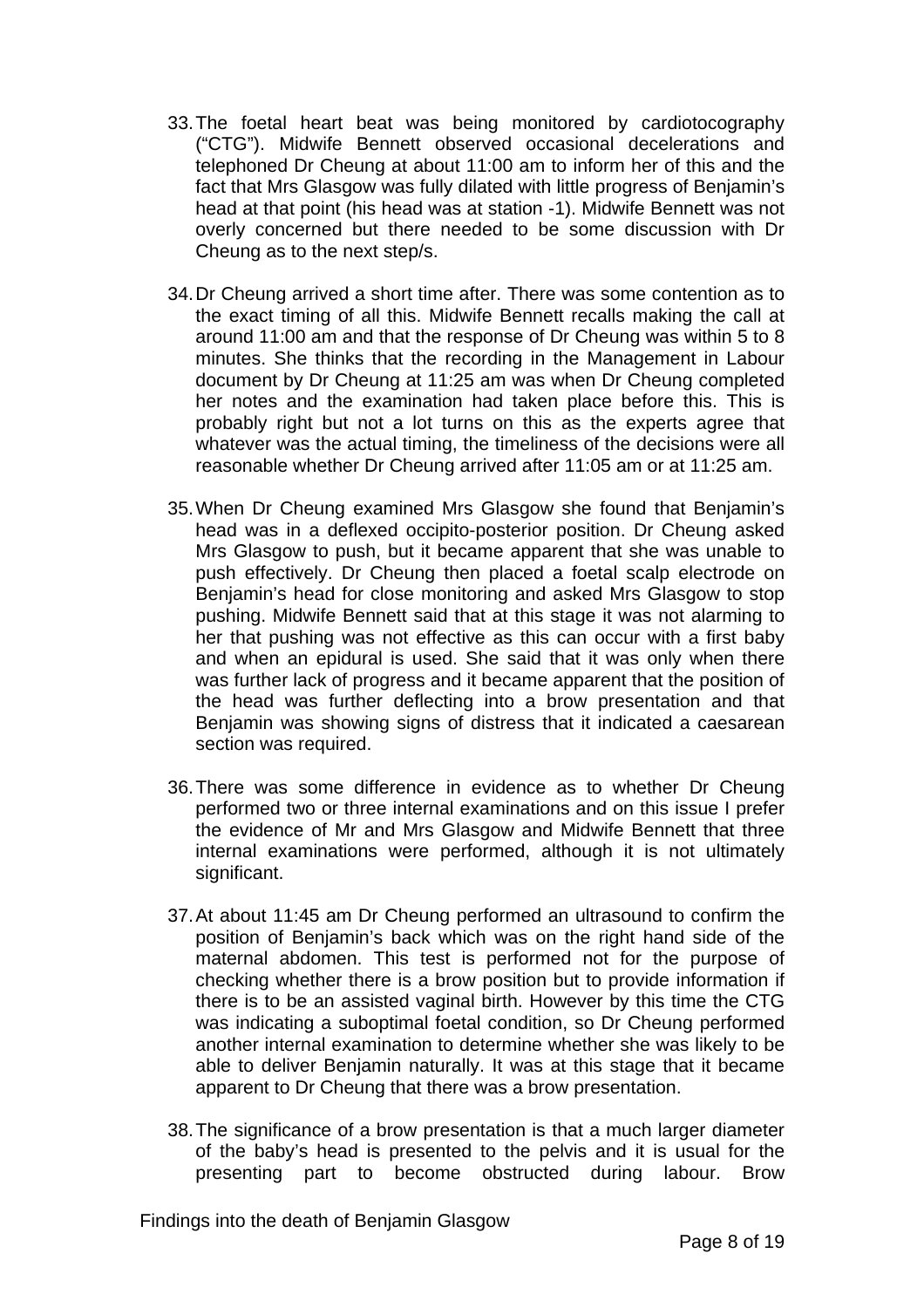33. The foetal heart beat was being monitored by cardiotocography ("CTG"). Midwife Bennett observed occasional decelerations and telephoned Dr Cheung at about 11:00 am to inform her of this and the fact that Mrs Glasgow was fully dilated with little progress of Benjamin's head at that point (his head was at station -1). Midwife Bennett was not overly concerned but there needed to be some discussion with Dr Cheung as to the next step/s.

34. Dr Cheung arrived a short time after. There was some contention as to the exact timing of all this. Midwife Bennett recalls making the call at around 11:00 am and that the response of Dr Cheung was within 5 to 8 minutes. She thinks that the recording in the Management in Labour document by Dr Cheung at 11:25 am was when Dr Cheung completed her notes and the examination had taken place before this. This is probably right but not a lot turns on this as the experts agree that whatever was the actual timing, the timeliness of the decisions were all reasonable whether Dr Cheung arrived after 11:05 am or at 11:25 am.

35. When Dr Cheung examined Mrs Glasgow she found that Benjamin's head was in a deflexed occipito-posterior position. Dr Cheung asked Mrs Glasgow to push, but it became apparent that she was unable to push effectively. Dr Cheung then placed a foetal scalp electrode on Benjamin's head for close monitoring and asked Mrs Glasgow to stop pushing. Midwife Bennett said that at this stage it was not alarming to her that pushing was not effective as this can occur with a first baby and when an epidural is used. She said that it was only when there was further lack of progress and it became apparent that the position of the head was further deflecting into a brow presentation and that Benjamin was showing signs of distress that it indicated a caesarean section was required.

36. There was some difference in evidence as to whether Dr Cheung performed two or three internal examinations and on this issue I prefer the evidence of Mr and Mrs Glasgow and Midwife Bennett that three internal examinations were performed, although it is not ultimately significant.

37. At about 11:45 am Dr Cheung performed an ultrasound to confirm the position of Benjamin's back which was on the right hand side of the maternal abdomen. This test is performed not for the purpose of checking whether there is a brow position but to provide information if there is to be an assisted vaginal birth. However by this time the CTG was indicating a suboptimal foetal condition, so Dr Cheung performed another internal examination to determine whether she was likely to be able to deliver Benjamin naturally. It was at this stage that it became apparent to Dr Cheung that there was a brow presentation.

38. The significance of a brow presentation is that a much larger diameter of the baby's head is presented to the pelvis and it is usual for the presenting part to become obstructed during labour. Brow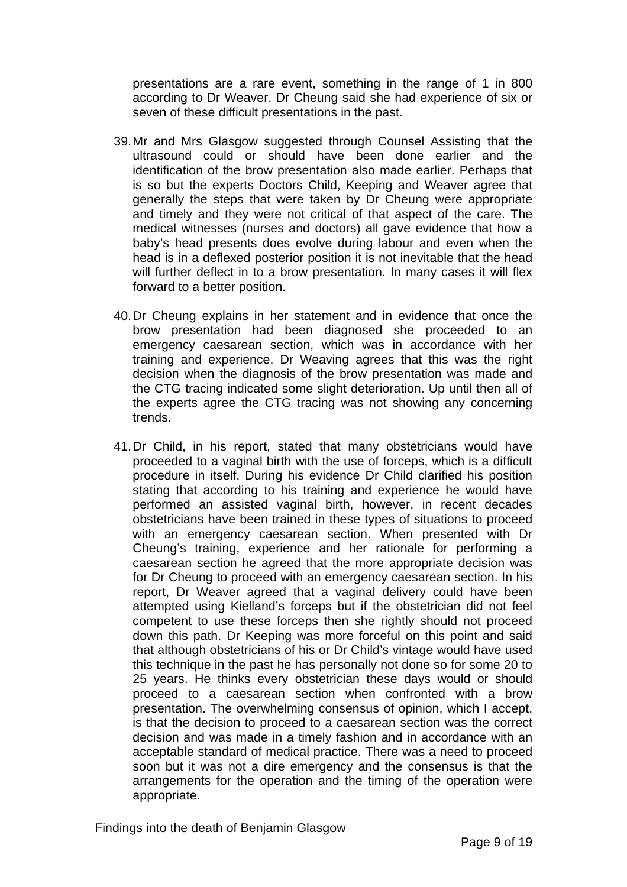presentations are a rare event, something in the range of 1 in 800 according to Dr Weaver. Dr Cheung said she had experience of six or seven of these difficult presentations in the past.

39. Mr and Mrs Glasgow suggested through Counsel Assisting that the ultrasound could or should have been done earlier and the identification of the brow presentation also made earlier. Perhaps that is so but the experts Doctors Child, Keeping and Weaver agree that generally the steps that were taken by Dr Cheung were appropriate and timely and they were not critical of that aspect of the care. The medical witnesses (nurses and doctors) all gave evidence that how a baby's head presents does evolve during labour and even when the head is in a deflexed posterior position it is not inevitable that the head will further deflect in to a brow presentation. In many cases it will flex forward to a better position.

40. Dr Cheung explains in her statement and in evidence that once the brow presentation had been diagnosed she proceeded to an emergency caesarean section, which was in accordance with her training and experience. Dr Weaving agrees that this was the right decision when the diagnosis of the brow presentation was made and the CTG tracing indicated some slight deterioration. Up until then all of the experts agree the CTG tracing was not showing any concerning trends.

41. Dr Child, in his report, stated that many obstetricians would have proceeded to a vaginal birth with the use of forceps, which is a difficult procedure in itself. During his evidence Dr Child clarified his position stating that according to his training and experience he would have performed an assisted vaginal birth, however, in recent decades obstetricians have been trained in these types of situations to proceed with an emergency caesarean section. When presented with Dr Cheung's training, experience and her rationale for performing a caesarean section he agreed that the more appropriate decision was for Dr Cheung to proceed with an emergency caesarean section. In his report, Dr Weaver agreed that a vaginal delivery could have been attempted using Kielland's forceps but if the obstetrician did not feel competent to use these forceps then she rightly should not proceed down this path. Dr Keeping was more forceful on this point and said that although obstetricians of his or Dr Child's vintage would have used this technique in the past he has personally not done so for some 20 to 25 years. He thinks every obstetrician these days would or should proceed to a caesarean section when confronted with a brow presentation. The overwhelming consensus of opinion, which I accept, is that the decision to proceed to a caesarean section was the correct decision and was made in a timely fashion and in accordance with an acceptable standard of medical practice. There was a need to proceed soon but it was not a dire emergency and the consensus is that the arrangements for the operation and the timing of the operation were appropriate.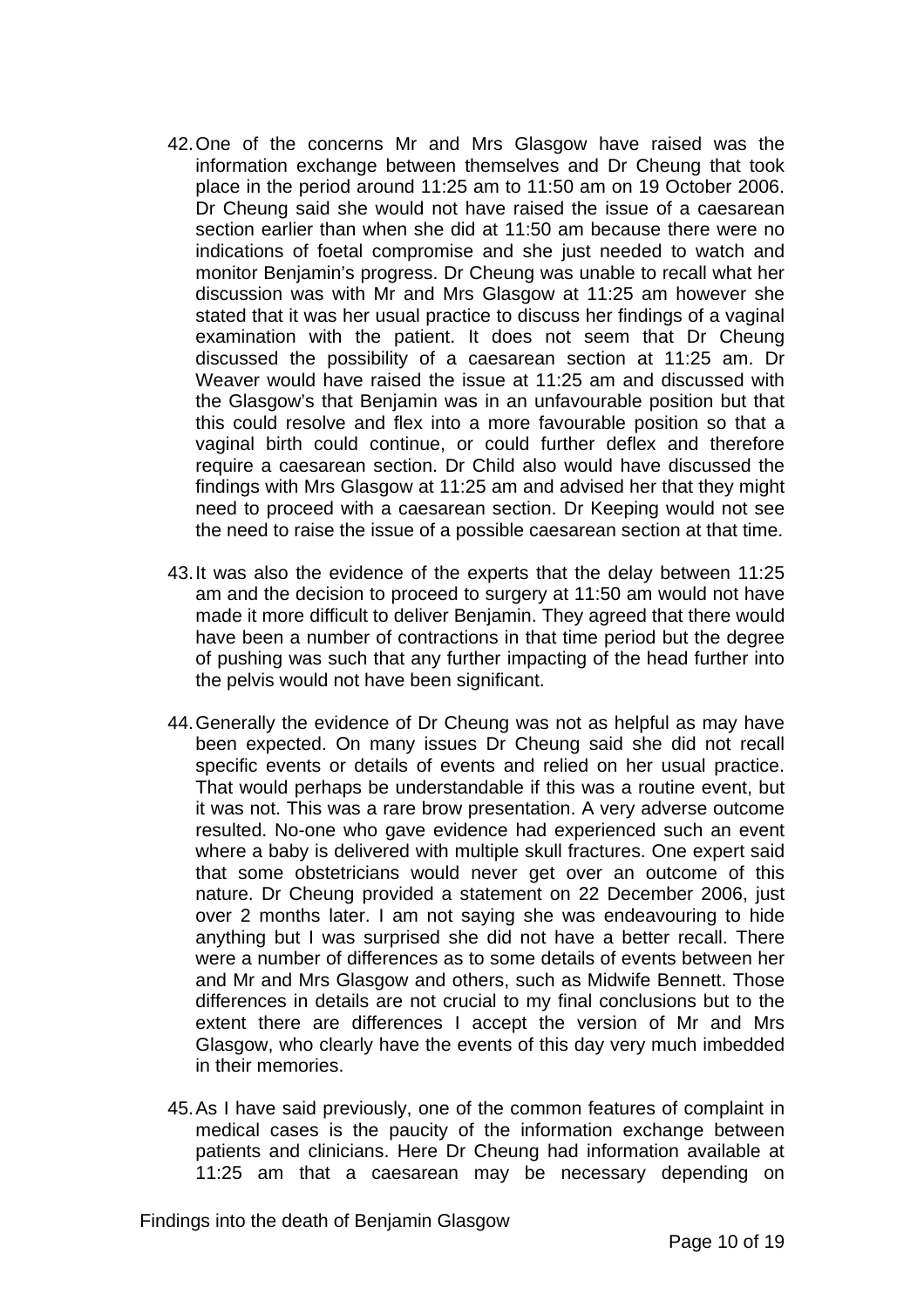42. One of the concerns Mr and Mrs Glasgow have raised was the information exchange between themselves and Dr Cheung that took place in the period around 11:25 am to 11:50 am on 19 October 2006. Dr Cheung said she would not have raised the issue of a caesarean section earlier than when she did at 11:50 am because there were no indications of foetal compromise and she just needed to watch and monitor Benjamin's progress. Dr Cheung was unable to recall what her discussion was with Mr and Mrs Glasgow at 11:25 am however she stated that it was her usual practice to discuss her findings of a vaginal examination with the patient. It does not seem that Dr Cheung discussed the possibility of a caesarean section at 11:25 am. Dr Weaver would have raised the issue at 11:25 am and discussed with the Glasgow's that Benjamin was in an unfavourable position but that this could resolve and flex into a more favourable position so that a vaginal birth could continue, or could further deflex and therefore require a caesarean section. Dr Child also would have discussed the findings with Mrs Glasgow at 11:25 am and advised her that they might need to proceed with a caesarean section. Dr Keeping would not see the need to raise the issue of a possible caesarean section at that time.

43. It was also the evidence of the experts that the delay between 11:25 am and the decision to proceed to surgery at 11:50 am would not have made it more difficult to deliver Benjamin. They agreed that there would have been a number of contractions in that time period but the degree of pushing was such that any further impacting of the head further into the pelvis would not have been significant.

44. Generally the evidence of Dr Cheung was not as helpful as may have been expected. On many issues Dr Cheung said she did not recall specific events or details of events and relied on her usual practice. That would perhaps be understandable if this was a routine event, but it was not. This was a rare brow presentation. A very adverse outcome resulted. No-one who gave evidence had experienced such an event where a baby is delivered with multiple skull fractures. One expert said that some obstetricians would never get over an outcome of this nature. Dr Cheung provided a statement on 22 December 2006, just over 2 months later. I am not saying she was endeavouring to hide anything but I was surprised she did not have a better recall. There were a number of differences as to some details of events between her and Mr and Mrs Glasgow and others, such as Midwife Bennett. Those differences in details are not crucial to my final conclusions but to the extent there are differences I accept the version of Mr and Mrs Glasgow, who clearly have the events of this day very much imbedded in their memories.

45. As I have said previously, one of the common features of complaint in medical cases is the paucity of the information exchange between patients and clinicians. Here Dr Cheung had information available at 11:25 am that a caesarean may be necessary depending on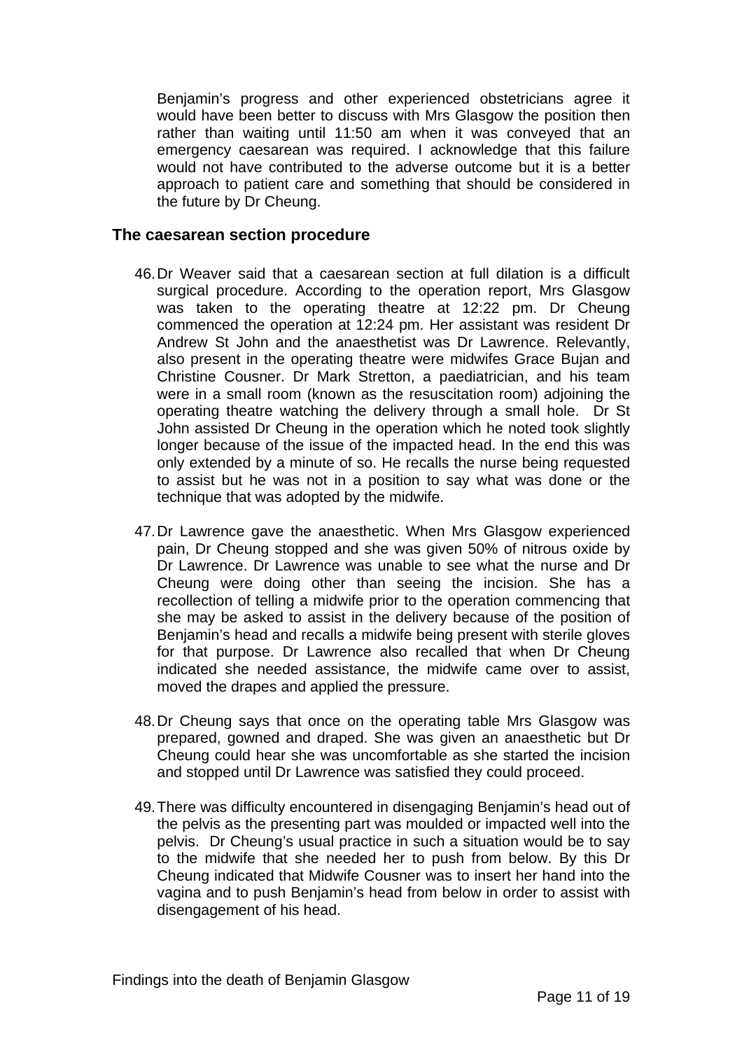Benjamin's progress and other experienced obstetricians agree it would have been better to discuss with Mrs Glasgow the position then rather than waiting until 11:50 am when it was conveyed that an emergency caesarean was required. I acknowledge that this failure would not have contributed to the adverse outcome but it is a better approach to patient care and something that should be considered in the future by Dr Cheung.

## The caesarean section procedure

46. Dr Weaver said that a caesarean section at full dilation is a difficult surgical procedure. According to the operation report, Mrs Glasgow was taken to the operating theatre at 12:22 pm. Dr Cheung commenced the operation at 12:24 pm. Her assistant was resident Dr Andrew St John and the anaesthetist was Dr Lawrence. Relevantly, also present in the operating theatre were midwifes Grace Bujan and Christine Cousner. Dr Mark Stretton, a paediatrician, and his team were in a small room (known as the resuscitation room) adjoining the operating theatre watching the delivery through a small hole. Dr St John assisted Dr Cheung in the operation which he noted took slightly longer because of the issue of the impacted head. In the end this was only extended by a minute of so. He recalls the nurse being requested to assist but he was not in a position to say what was done or the technique that was adopted by the midwife.

47. Dr Lawrence gave the anaesthetic. When Mrs Glasgow experienced pain, Dr Cheung stopped and she was given 50% of nitrous oxide by Dr Lawrence. Dr Lawrence was unable to see what the nurse and Dr Cheung were doing other than seeing the incision. She has a recollection of telling a midwife prior to the operation commencing that she may be asked to assist in the delivery because of the position of Benjamin's head and recalls a midwife being present with sterile gloves for that purpose. Dr Lawrence also recalled that when Dr Cheung indicated she needed assistance, the midwife came over to assist, moved the drapes and applied the pressure.

48. Dr Cheung says that once on the operating table Mrs Glasgow was prepared, gowned and draped. She was given an anaesthetic but Dr Cheung could hear she was uncomfortable as she started the incision and stopped until Dr Lawrence was satisfied they could proceed.

49. There was difficulty encountered in disengaging Benjamin's head out of the pelvis as the presenting part was moulded or impacted well into the pelvis. Dr Cheung's usual practice in such a situation would be to say to the midwife that she needed her to push from below. By this Dr Cheung indicated that Midwife Cousner was to insert her hand into the vagina and to push Benjamin's head from below in order to assist with disengagement of his head.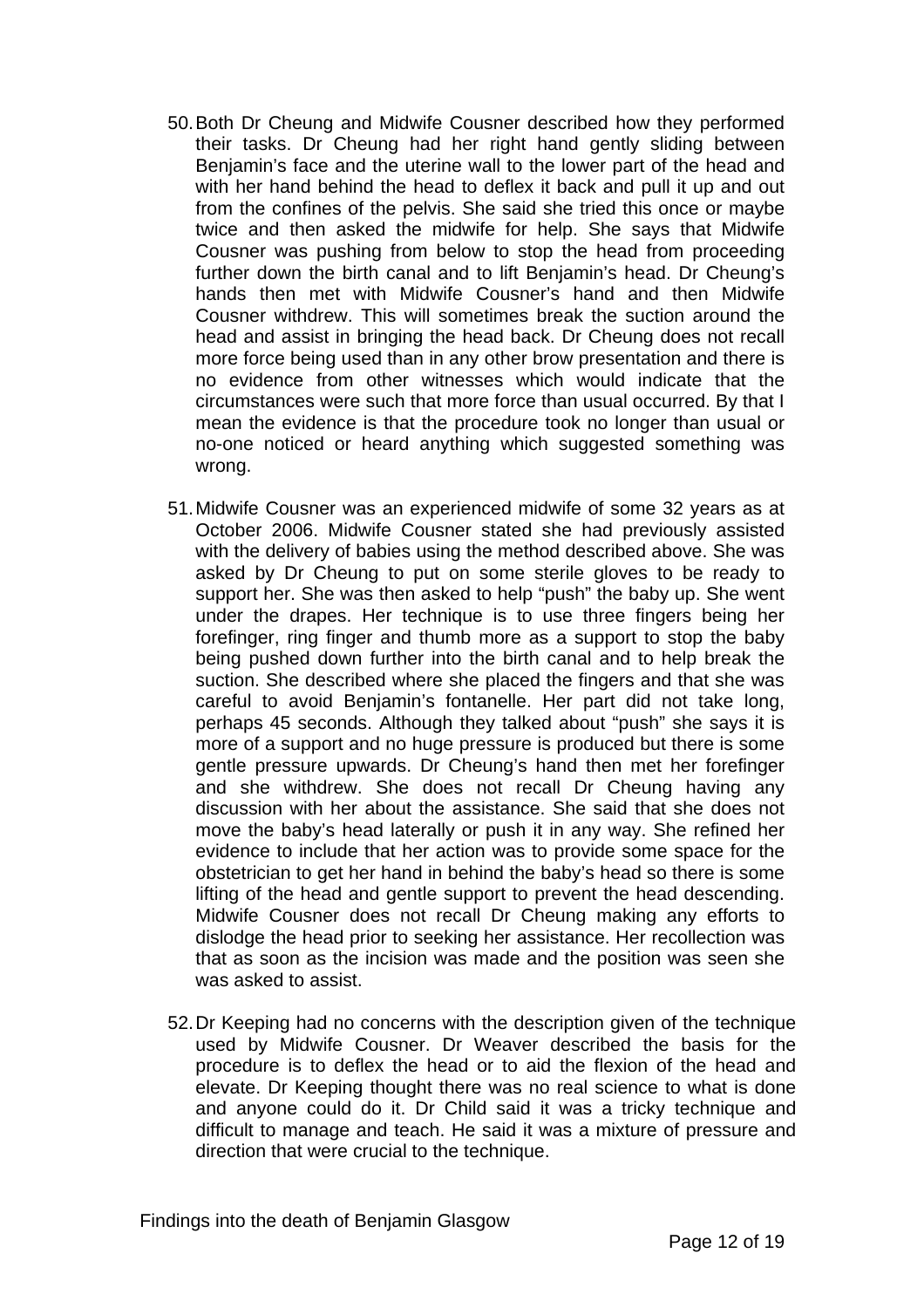50. Both Dr Cheung and Midwife Cousner described how they performed their tasks. Dr Cheung had her right hand gently sliding between Benjamin's face and the uterine wall to the lower part of the head and with her hand behind the head to deflex it back and pull it up and out from the confines of the pelvis. She said she tried this once or maybe twice and then asked the midwife for help. She says that Midwife Cousner was pushing from below to stop the head from proceeding further down the birth canal and to lift Benjamin's head. Dr Cheung's hands then met with Midwife Cousner's hand and then Midwife Cousner withdrew. This will sometimes break the suction around the head and assist in bringing the head back. Dr Cheung does not recall more force being used than in any other brow presentation and there is no evidence from other witnesses which would indicate that the circumstances were such that more force than usual occurred. By that I mean the evidence is that the procedure took no longer than usual or no-one noticed or heard anything which suggested something was wrong.

51. Midwife Cousner was an experienced midwife of some 32 years as at October 2006. Midwife Cousner stated she had previously assisted with the delivery of babies using the method described above. She was asked by Dr Cheung to put on some sterile gloves to be ready to support her. She was then asked to help "push" the baby up. She went under the drapes. Her technique is to use three fingers being her forefinger, ring finger and thumb more as a support to stop the baby being pushed down further into the birth canal and to help break the suction. She described where she placed the fingers and that she was careful to avoid Benjamin's fontanelle. Her part did not take long, perhaps 45 seconds. Although they talked about "push" she says it is more of a support and no huge pressure is produced but there is some gentle pressure upwards. Dr Cheung's hand then met her forefinger and she withdrew. She does not recall Dr Cheung having any discussion with her about the assistance. She said that she does not move the baby's head laterally or push it in any way. She refined her evidence to include that her action was to provide some space for the obstetrician to get her hand in behind the baby's head so there is some lifting of the head and gentle support to prevent the head descending. Midwife Cousner does not recall Dr Cheung making any efforts to dislodge the head prior to seeking her assistance. Her recollection was that as soon as the incision was made and the position was seen she was asked to assist.

52. Dr Keeping had no concerns with the description given of the technique used by Midwife Cousner. Dr Weaver described the basis for the procedure is to deflex the head or to aid the flexion of the head and elevate. Dr Keeping thought there was no real science to what is done and anyone could do it. Dr Child said it was a tricky technique and difficult to manage and teach. He said it was a mixture of pressure and direction that were crucial to the technique.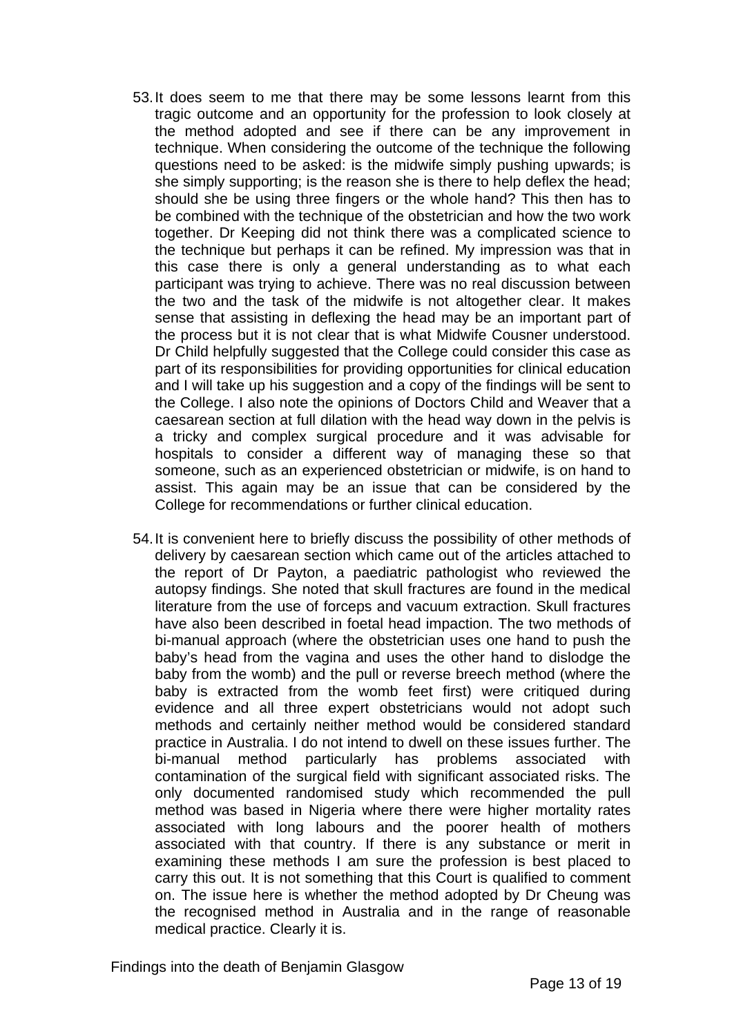53. It does seem to me that there may be some lessons learnt from this tragic outcome and an opportunity for the profession to look closely at the method adopted and see if there can be any improvement in technique. When considering the outcome of the technique the following questions need to be asked: is the midwife simply pushing upwards; is she simply supporting; is the reason she is there to help deflex the head; should she be using three fingers or the whole hand? This then has to be combined with the technique of the obstetrician and how the two work together. Dr Keeping did not think there was a complicated science to the technique but perhaps it can be refined. My impression was that in this case there is only a general understanding as to what each participant was trying to achieve. There was no real discussion between the two and the task of the midwife is not altogether clear. It makes sense that assisting in deflexing the head may be an important part of the process but it is not clear that is what Midwife Cousner understood. Dr Child helpfully suggested that the College could consider this case as part of its responsibilities for providing opportunities for clinical education and I will take up his suggestion and a copy of the findings will be sent to the College. I also note the opinions of Doctors Child and Weaver that a caesarean section at full dilation with the head way down in the pelvis is a tricky and complex surgical procedure and it was advisable for hospitals to consider a different way of managing these so that someone, such as an experienced obstetrician or midwife, is on hand to assist. This again may be an issue that can be considered by the College for recommendations or further clinical education.

54. It is convenient here to briefly discuss the possibility of other methods of delivery by caesarean section which came out of the articles attached to the report of Dr Payton, a paediatric pathologist who reviewed the autopsy findings. She noted that skull fractures are found in the medical literature from the use of forceps and vacuum extraction. Skull fractures have also been described in foetal head impaction. The two methods of bi-manual approach (where the obstetrician uses one hand to push the baby's head from the vagina and uses the other hand to dislodge the baby from the womb) and the pull or reverse breech method (where the baby is extracted from the womb feet first) were critiqued during evidence and all three expert obstetricians would not adopt such methods and certainly neither method would be considered standard practice in Australia. I do not intend to dwell on these issues further. The bi-manual method particularly has problems associated with contamination of the surgical field with significant associated risks. The only documented randomised study which recommended the pull method was based in Nigeria where there were higher mortality rates associated with long labours and the poorer health of mothers associated with that country. If there is any substance or merit in examining these methods I am sure the profession is best placed to carry this out. It is not something that this Court is qualified to comment on. The issue here is whether the method adopted by Dr Cheung was the recognised method in Australia and in the range of reasonable medical practice. Clearly it is.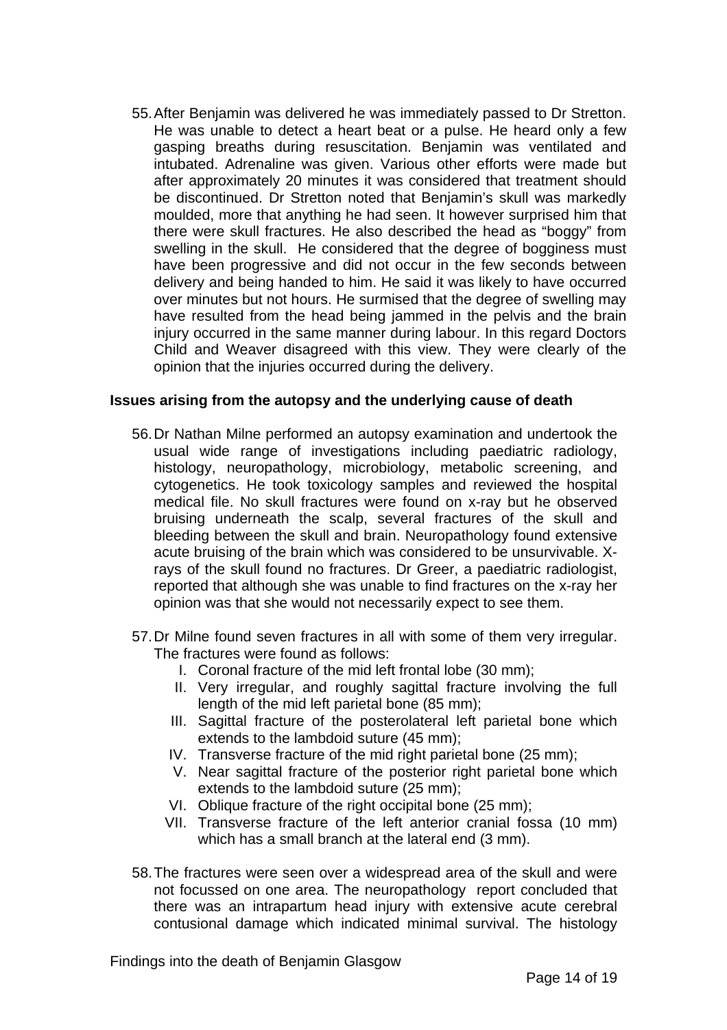55. After Benjamin was delivered he was immediately passed to Dr Stretton. He was unable to detect a heart beat or a pulse. He heard only a few gasping breaths during resuscitation. Benjamin was ventilated and intubated. Adrenaline was given. Various other efforts were made but after approximately 20 minutes it was considered that treatment should be discontinued. Dr Stretton noted that Benjamin's skull was markedly moulded, more that anything he had seen. It however surprised him that there were skull fractures. He also described the head as "boggy" from swelling in the skull. He considered that the degree of bogginess must have been progressive and did not occur in the few seconds between delivery and being handed to him. He said it was likely to have occurred over minutes but not hours. He surmised that the degree of swelling may have resulted from the head being jammed in the pelvis and the brain injury occurred in the same manner during labour. In this regard Doctors Child and Weaver disagreed with this view. They were clearly of the opinion that the injuries occurred during the delivery.

**Issues arising from the autopsy and the underlying cause of death**

56. Dr Nathan Milne performed an autopsy examination and undertook the usual wide range of investigations including paediatric radiology, histology, neuropathology, microbiology, metabolic screening, and cytogenetics. He took toxicology samples and reviewed the hospital medical file. No skull fractures were found on x-ray but he observed bruising underneath the scalp, several fractures of the skull and bleeding between the skull and brain. Neuropathology found extensive acute bruising of the brain which was considered to be unsurvivable. X-rays of the skull found no fractures. Dr Greer, a paediatric radiologist, reported that although she was unable to find fractures on the x-ray her opinion was that she would not necessarily expect to see them.

57. Dr Milne found seven fractures in all with some of them very irregular. The fractures were found as follows:
    - I. Coronal fracture of the mid left frontal lobe (30 mm);
    - II. Very irregular, and roughly sagittal fracture involving the full length of the mid left parietal bone (85 mm);
    - III. Sagittal fracture of the posterolateral left parietal bone which extends to the lambdoid suture (45 mm);
    - IV. Transverse fracture of the mid right parietal bone (25 mm);
    - V. Near sagittal fracture of the posterior right parietal bone which extends to the lambdoid suture (25 mm);
    - VI. Oblique fracture of the right occipital bone (25 mm);
    - VII. Transverse fracture of the left anterior cranial fossa (10 mm) which has a small branch at the lateral end (3 mm).

58. The fractures were seen over a widespread area of the skull and were not focussed on one area. The neuropathology report concluded that there was an intrapartum head injury with extensive acute cerebral contusional damage which indicated minimal survival. The histology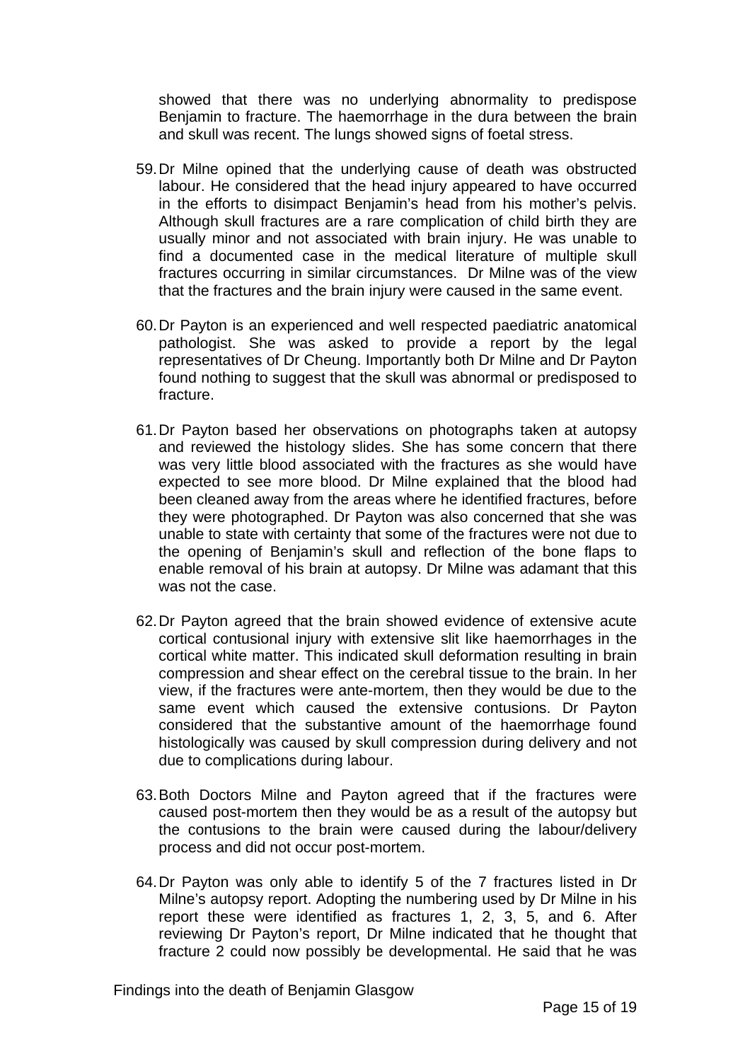showed that there was no underlying abnormality to predispose Benjamin to fracture. The haemorrhage in the dura between the brain and skull was recent. The lungs showed signs of foetal stress.

59. Dr Milne opined that the underlying cause of death was obstructed labour. He considered that the head injury appeared to have occurred in the efforts to disimpact Benjamin's head from his mother's pelvis. Although skull fractures are a rare complication of child birth they are usually minor and not associated with brain injury. He was unable to find a documented case in the medical literature of multiple skull fractures occurring in similar circumstances. Dr Milne was of the view that the fractures and the brain injury were caused in the same event.

60. Dr Payton is an experienced and well respected paediatric anatomical pathologist. She was asked to provide a report by the legal representatives of Dr Cheung. Importantly both Dr Milne and Dr Payton found nothing to suggest that the skull was abnormal or predisposed to fracture.

61. Dr Payton based her observations on photographs taken at autopsy and reviewed the histology slides. She has some concern that there was very little blood associated with the fractures as she would have expected to see more blood. Dr Milne explained that the blood had been cleaned away from the areas where he identified fractures, before they were photographed. Dr Payton was also concerned that she was unable to state with certainty that some of the fractures were not due to the opening of Benjamin's skull and reflection of the bone flaps to enable removal of his brain at autopsy. Dr Milne was adamant that this was not the case.

62. Dr Payton agreed that the brain showed evidence of extensive acute cortical contusional injury with extensive slit like haemorrhages in the cortical white matter. This indicated skull deformation resulting in brain compression and shear effect on the cerebral tissue to the brain. In her view, if the fractures were ante-mortem, then they would be due to the same event which caused the extensive contusions. Dr Payton considered that the substantive amount of the haemorrhage found histologically was caused by skull compression during delivery and not due to complications during labour.

63. Both Doctors Milne and Payton agreed that if the fractures were caused post-mortem then they would be as a result of the autopsy but the contusions to the brain were caused during the labour/delivery process and did not occur post-mortem.

64. Dr Payton was only able to identify 5 of the 7 fractures listed in Dr Milne's autopsy report. Adopting the numbering used by Dr Milne in his report these were identified as fractures 1, 2, 3, 5, and 6. After reviewing Dr Payton's report, Dr Milne indicated that he thought that fracture 2 could now possibly be developmental. He said that he was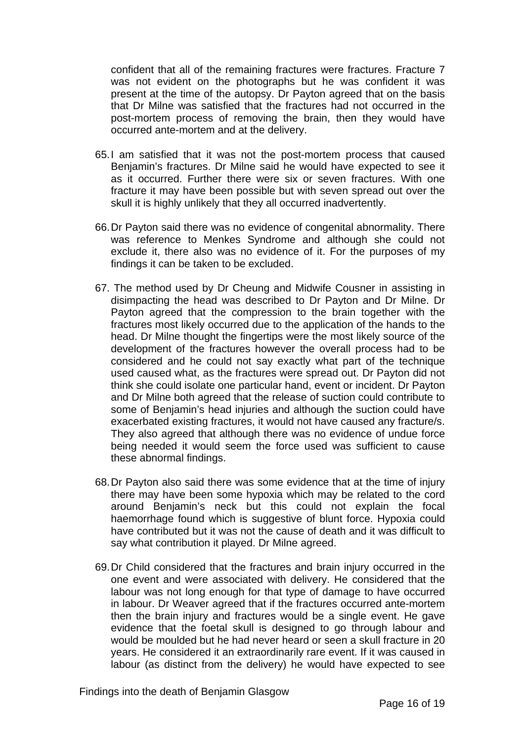confident that all of the remaining fractures were fractures. Fracture 7 was not evident on the photographs but he was confident it was present at the time of the autopsy. Dr Payton agreed that on the basis that Dr Milne was satisfied that the fractures had not occurred in the post-mortem process of removing the brain, then they would have occurred ante-mortem and at the delivery.

65. I am satisfied that it was not the post-mortem process that caused Benjamin's fractures. Dr Milne said he would have expected to see it as it occurred. Further there were six or seven fractures. With one fracture it may have been possible but with seven spread out over the skull it is highly unlikely that they all occurred inadvertently.

66. Dr Payton said there was no evidence of congenital abnormality. There was reference to Menkes Syndrome and although she could not exclude it, there also was no evidence of it. For the purposes of my findings it can be taken to be excluded.

67. The method used by Dr Cheung and Midwife Cousner in assisting in disimpacting the head was described to Dr Payton and Dr Milne. Dr Payton agreed that the compression to the brain together with the fractures most likely occurred due to the application of the hands to the head. Dr Milne thought the fingertips were the most likely source of the development of the fractures however the overall process had to be considered and he could not say exactly what part of the technique used caused what, as the fractures were spread out. Dr Payton did not think she could isolate one particular hand, event or incident. Dr Payton and Dr Milne both agreed that the release of suction could contribute to some of Benjamin's head injuries and although the suction could have exacerbated existing fractures, it would not have caused any fracture/s. They also agreed that although there was no evidence of undue force being needed it would seem the force used was sufficient to cause these abnormal findings.

68. Dr Payton also said there was some evidence that at the time of injury there may have been some hypoxia which may be related to the cord around Benjamin's neck but this could not explain the focal haemorrhage found which is suggestive of blunt force. Hypoxia could have contributed but it was not the cause of death and it was difficult to say what contribution it played. Dr Milne agreed.

69. Dr Child considered that the fractures and brain injury occurred in the one event and were associated with delivery. He considered that the labour was not long enough for that type of damage to have occurred in labour. Dr Weaver agreed that if the fractures occurred ante-mortem then the brain injury and fractures would be a single event. He gave evidence that the foetal skull is designed to go through labour and would be moulded but he had never heard or seen a skull fracture in 20 years. He considered it an extraordinarily rare event. If it was caused in labour (as distinct from the delivery) he would have expected to see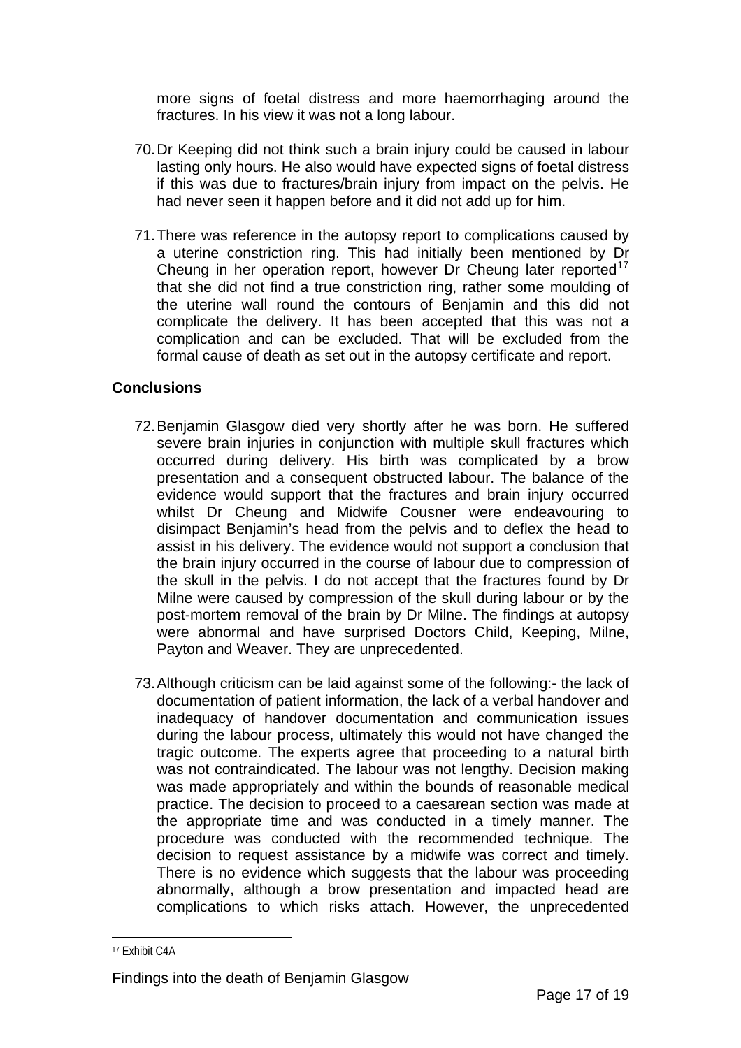more signs of foetal distress and more haemorrhaging around the fractures. In his view it was not a long labour.

70. Dr Keeping did not think such a brain injury could be caused in labour lasting only hours. He also would have expected signs of foetal distress if this was due to fractures/brain injury from impact on the pelvis. He had never seen it happen before and it did not add up for him.

71. There was reference in the autopsy report to complications caused by a uterine constriction ring. This had initially been mentioned by Dr Cheung in her operation report, however Dr Cheung later reported[17] that she did not find a true constriction ring, rather some moulding of the uterine wall round the contours of Benjamin and this did not complicate the delivery. It has been accepted that this was not a complication and can be excluded. That will be excluded from the formal cause of death as set out in the autopsy certificate and report.

## Conclusions

72. Benjamin Glasgow died very shortly after he was born. He suffered severe brain injuries in conjunction with multiple skull fractures which occurred during delivery. His birth was complicated by a brow presentation and a consequent obstructed labour. The balance of the evidence would support that the fractures and brain injury occurred whilst Dr Cheung and Midwife Cousner were endeavouring to disimpact Benjamin's head from the pelvis and to deflex the head to assist in his delivery. The evidence would not support a conclusion that the brain injury occurred in the course of labour due to compression of the skull in the pelvis. I do not accept that the fractures found by Dr Milne were caused by compression of the skull during labour or by the post-mortem removal of the brain by Dr Milne. The findings at autopsy were abnormal and have surprised Doctors Child, Keeping, Milne, Payton and Weaver. They are unprecedented.

73. Although criticism can be laid against some of the following:- the lack of documentation of patient information, the lack of a verbal handover and inadequacy of handover documentation and communication issues during the labour process, ultimately this would not have changed the tragic outcome. The experts agree that proceeding to a natural birth was not contraindicated. The labour was not lengthy. Decision making was made appropriately and within the bounds of reasonable medical practice. The decision to proceed to a caesarean section was made at the appropriate time and was conducted in a timely manner. The procedure was conducted with the recommended technique. The decision to request assistance by a midwife was correct and timely. There is no evidence which suggests that the labour was proceeding abnormally, although a brow presentation and impacted head are complications to which risks attach. However, the unprecedented

[17] Exhibit C4A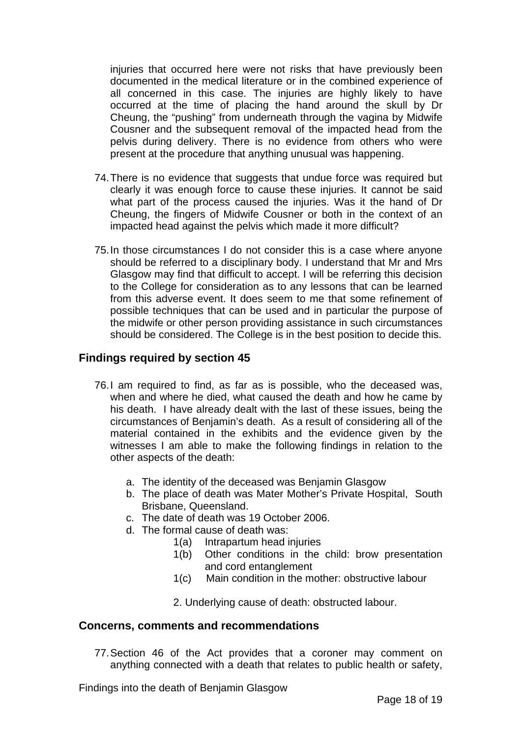injuries that occurred here were not risks that have previously been documented in the medical literature or in the combined experience of all concerned in this case. The injuries are highly likely to have occurred at the time of placing the hand around the skull by Dr Cheung, the "pushing" from underneath through the vagina by Midwife Cousner and the subsequent removal of the impacted head from the pelvis during delivery. There is no evidence from others who were present at the procedure that anything unusual was happening.

74. There is no evidence that suggests that undue force was required but clearly it was enough force to cause these injuries. It cannot be said what part of the process caused the injuries. Was it the hand of Dr Cheung, the fingers of Midwife Cousner or both in the context of an impacted head against the pelvis which made it more difficult?

75. In those circumstances I do not consider this is a case where anyone should be referred to a disciplinary body. I understand that Mr and Mrs Glasgow may find that difficult to accept. I will be referring this decision to the College for consideration as to any lessons that can be learned from this adverse event. It does seem to me that some refinement of possible techniques that can be used and in particular the purpose of the midwife or other person providing assistance in such circumstances should be considered. The College is in the best position to decide this.

## Findings required by section 45

76. I am required to find, as far as is possible, who the deceased was, when and where he died, what caused the death and how he came by his death. I have already dealt with the last of these issues, being the circumstances of Benjamin's death. As a result of considering all of the material contained in the exhibits and the evidence given by the witnesses I am able to make the following findings in relation to the other aspects of the death:

   a. The identity of the deceased was Benjamin Glasgow
   b. The place of death was Mater Mother's Private Hospital, South Brisbane, Queensland.
   c. The date of death was 19 October 2006.
   d. The formal cause of death was:
      - 1(a) Intrapartum head injuries
      - 1(b) Other conditions in the child: brow presentation and cord entanglement
      - 1(c) Main condition in the mother: obstructive labour

      2. Underlying cause of death: obstructed labour.

## Concerns, comments and recommendations

77. Section 46 of the Act provides that a coroner may comment on anything connected with a death that relates to public health or safety,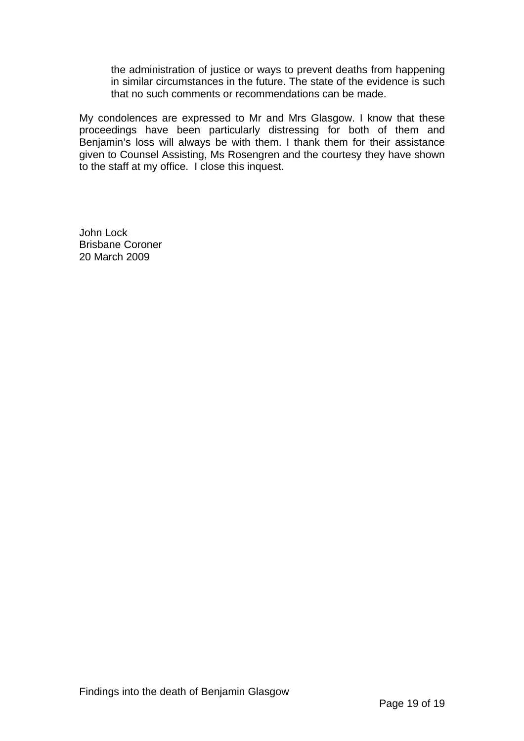the administration of justice or ways to prevent deaths from happening in similar circumstances in the future. The state of the evidence is such that no such comments or recommendations can be made.

My condolences are expressed to Mr and Mrs Glasgow. I know that these proceedings have been particularly distressing for both of them and Benjamin's loss will always be with them. I thank them for their assistance given to Counsel Assisting, Ms Rosengren and the courtesy they have shown to the staff at my office. I close this inquest.

John Lock
Brisbane Coroner
20 March 2009